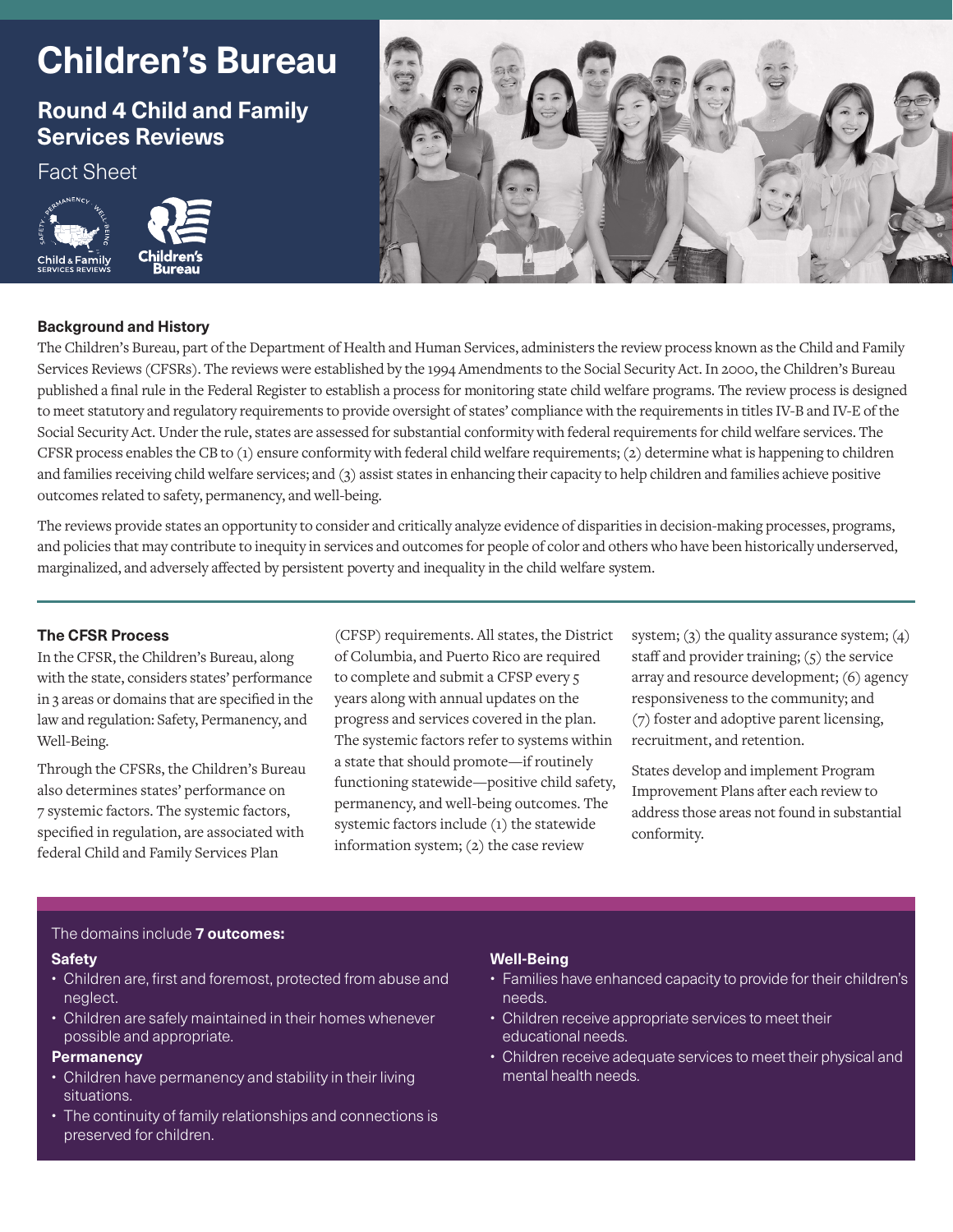# Children's Bureau

## Round 4 Child and Family Services Reviews

Fact Sheet

### Background and History

The Children's Bureau, part of the Department of Health and Human Services, administers the review process known as the Child and Family Services Reviews (CFSRs). The reviews were established by the 1994 Amendments to the Social Security Act. In 2000, the Children's Bureau published a final rule in the Federal Register to establish a process for monitoring state child welfare programs. The review process is designed to meet statutory and regulatory requirements to provide oversight of states' compliance with the requirements in titles IV-B and IV-E of the Social Security Act. Under the rule, states are assessed for substantial conformity with federal requirements for child welfare services. The CFSR process enables the CB to (1) ensure conformity with federal child welfare requirements; (2) determine what is happening to children and families receiving child welfare services; and (3) assist states in enhancing their capacity to help children and families achieve positive outcomes related to safety, permanency, and well-being.

The reviews provide states an opportunity to consider and critically analyze evidence of disparities in decision-making processes, programs, and policies that may contribute to inequity in services and outcomes for people of color and others who have been historically underserved, marginalized, and adversely affected by persistent poverty and inequality in the child welfare system.

### The CFSR Process

In the CFSR, the Children's Bureau, along with the state, considers states' performance in 3 areas or domains that are specified in the law and regulation: Safety, Permanency, and Well-Being.

Through the CFSRs, the Children's Bureau also determines states' performance on 7 systemic factors. The systemic factors, specified in regulation, are associated with federal Child and Family Services Plan (CFSP) requirements. All states, the District of Columbia, and Puerto Rico are required to complete and submit a CFSP every 5 years along with annual updates on the progress and services covered in the plan. The systemic factors refer to systems within a state that should promote—if routinely functioning statewide—positive child safety, permanency, and well-being outcomes. The systemic factors include (1) the statewide information system; (2) the case review system; (3) the quality assurance system; (4) staff and provider training; (5) the service array and resource development; (6) agency responsiveness to the community; and (7) foster and adoptive parent licensing, recruitment, and retention.

States develop and implement Program Improvement Plans after each review to address those areas not found in substantial conformity.

The domains include **7 outcomes:**

**Safety**

- Children are, first and foremost, protected from abuse and neglect.
- Children are safely maintained in their homes whenever possible and appropriate.

**Permanency**

- Children have permanency and stability in their living situations.
- The continuity of family relationships and connections is preserved for children.

**Well-Being**

- Families have enhanced capacity to provide for their children's needs.
- Children receive appropriate services to meet their educational needs.
- Children receive adequate services to meet their physical and mental health needs.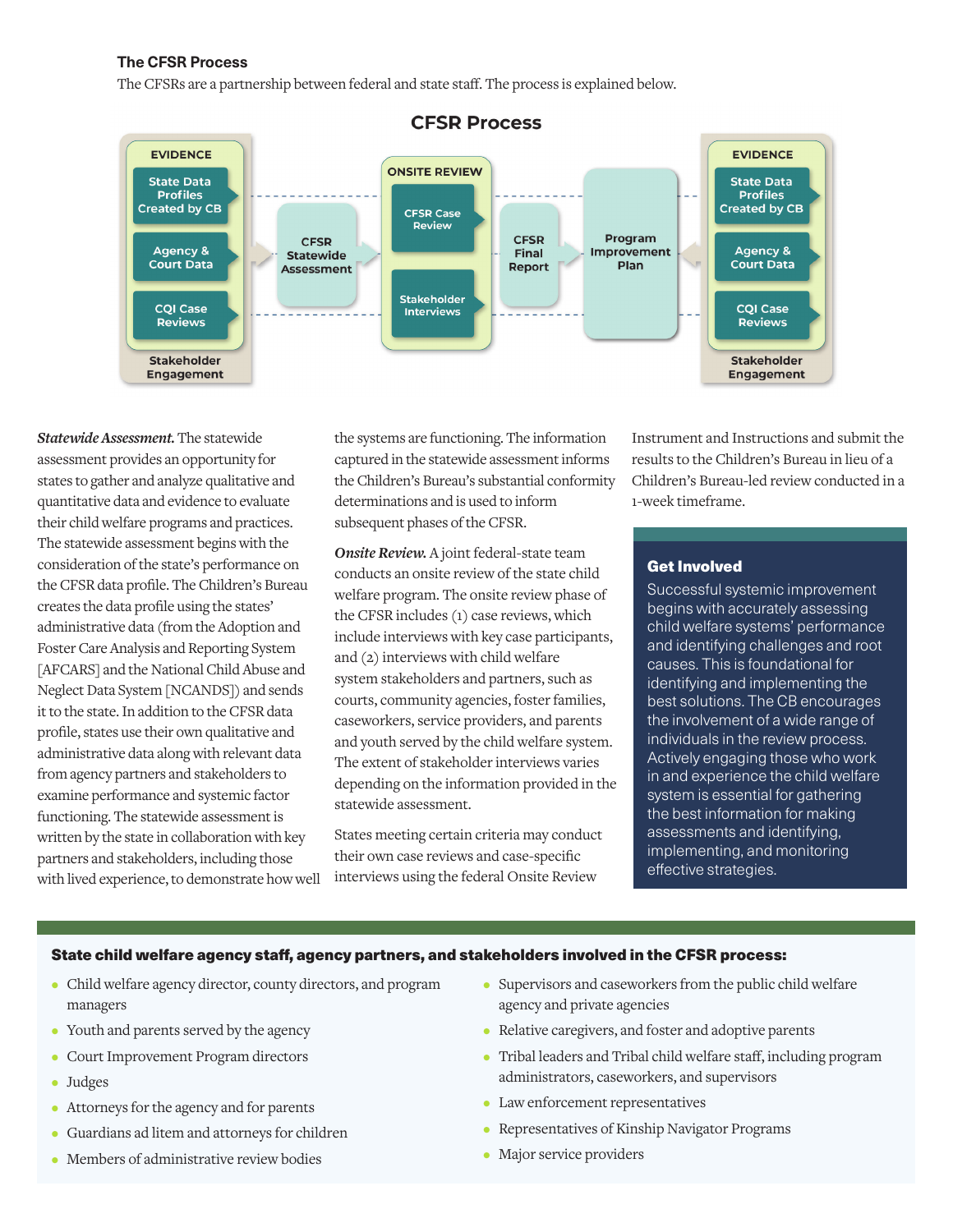### The CFSR Process

The CFSRs are a partnership between federal and state staff. The process is explained below.

**CFSR Process**

EVIDENCE
- State Data Profiles Created by CB
- Agency & Court Data
- CQI Case Reviews

Stakeholder Engagement

CFSR Statewide Assessment

ONSITE REVIEW
- CFSR Case Review
- Stakeholder Interviews

CFSR Final Report

Program Improvement Plan

EVIDENCE
- State Data Profiles Created by CB
- Agency & Court Data
- CQI Case Reviews

Stakeholder Engagement

***Statewide Assessment.*** The statewide assessment provides an opportunity for states to gather and analyze qualitative and quantitative data and evidence to evaluate their child welfare programs and practices. The statewide assessment begins with the consideration of the state's performance on the CFSR data profile. The Children's Bureau creates the data profile using the states' administrative data (from the Adoption and Foster Care Analysis and Reporting System [AFCARS] and the National Child Abuse and Neglect Data System [NCANDS]) and sends it to the state. In addition to the CFSR data profile, states use their own qualitative and administrative data along with relevant data from agency partners and stakeholders to examine performance and systemic factor functioning. The statewide assessment is written by the state in collaboration with key partners and stakeholders, including those with lived experience, to demonstrate how well the systems are functioning. The information captured in the statewide assessment informs the Children's Bureau's substantial conformity determinations and is used to inform subsequent phases of the CFSR.

***Onsite Review.*** A joint federal-state team conducts an onsite review of the state child welfare program. The onsite review phase of the CFSR includes (1) case reviews, which include interviews with key case participants, and (2) interviews with child welfare system stakeholders and partners, such as courts, community agencies, foster families, caseworkers, service providers, and parents and youth served by the child welfare system. The extent of stakeholder interviews varies depending on the information provided in the statewide assessment.

States meeting certain criteria may conduct their own case reviews and case-specific interviews using the federal Onsite Review Instrument and Instructions and submit the results to the Children's Bureau in lieu of a Children's Bureau-led review conducted in a 1-week timeframe.

**Get Involved**

Successful systemic improvement begins with accurately assessing child welfare systems' performance and identifying challenges and root causes. This is foundational for identifying and implementing the best solutions. The CB encourages the involvement of a wide range of individuals in the review process. Actively engaging those who work in and experience the child welfare system is essential for gathering the best information for making assessments and identifying, implementing, and monitoring effective strategies.

**State child welfare agency staff, agency partners, and stakeholders involved in the CFSR process:**

- Child welfare agency director, county directors, and program managers
- Youth and parents served by the agency
- Court Improvement Program directors
- Judges
- Attorneys for the agency and for parents
- Guardians ad litem and attorneys for children
- Members of administrative review bodies
- Supervisors and caseworkers from the public child welfare agency and private agencies
- Relative caregivers, and foster and adoptive parents
- Tribal leaders and Tribal child welfare staff, including program administrators, caseworkers, and supervisors
- Law enforcement representatives
- Representatives of Kinship Navigator Programs
- Major service providers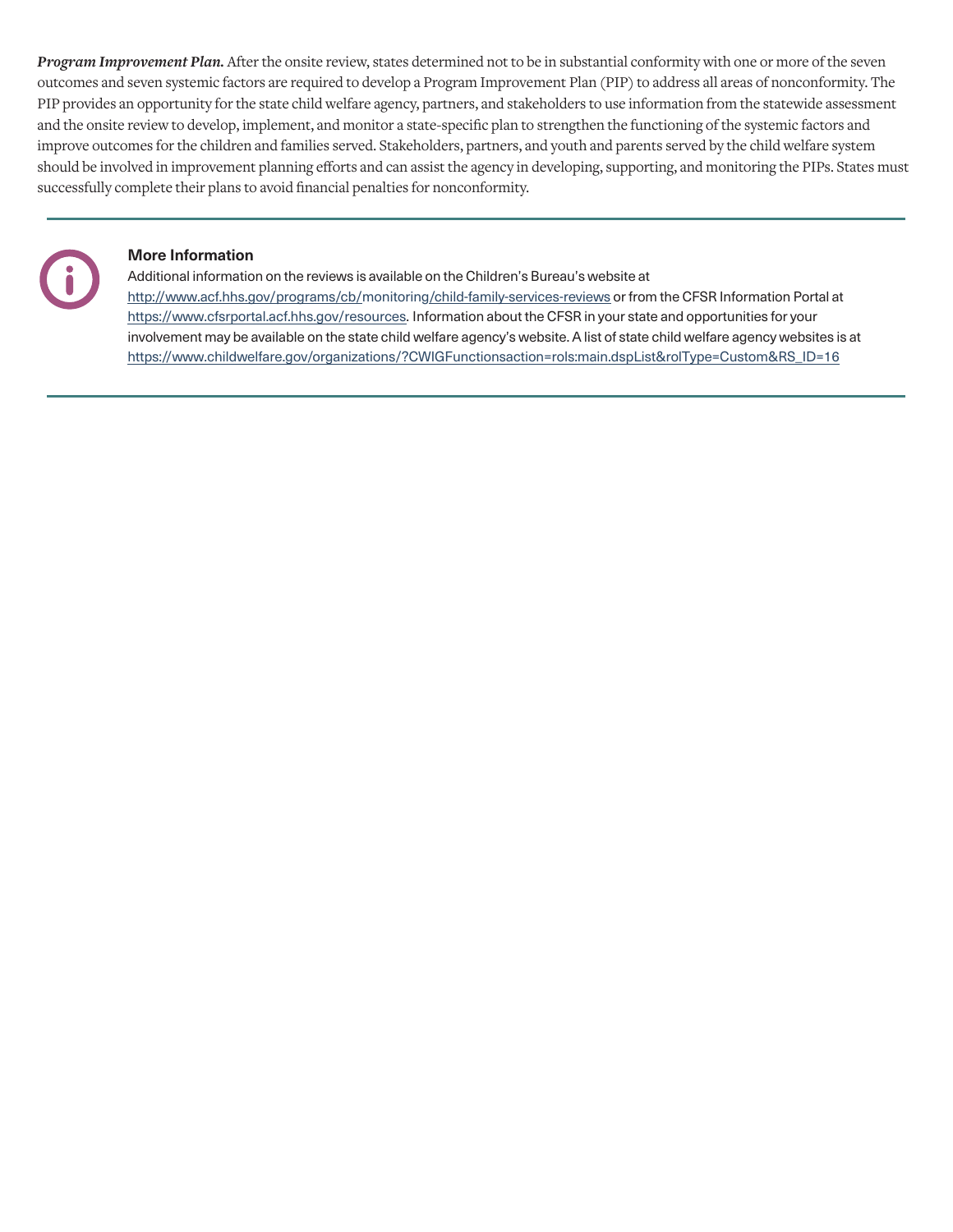***Program Improvement Plan.*** After the onsite review, states determined not to be in substantial conformity with one or more of the seven outcomes and seven systemic factors are required to develop a Program Improvement Plan (PIP) to address all areas of nonconformity. The PIP provides an opportunity for the state child welfare agency, partners, and stakeholders to use information from the statewide assessment and the onsite review to develop, implement, and monitor a state-specific plan to strengthen the functioning of the systemic factors and improve outcomes for the children and families served. Stakeholders, partners, and youth and parents served by the child welfare system should be involved in improvement planning efforts and can assist the agency in developing, supporting, and monitoring the PIPs. States must successfully complete their plans to avoid financial penalties for nonconformity.

---

**More Information**

Additional information on the reviews is available on the Children's Bureau's website at http://www.acf.hhs.gov/programs/cb/monitoring/child-family-services-reviews or from the CFSR Information Portal at https://www.cfsrportal.acf.hhs.gov/resources. Information about the CFSR in your state and opportunities for your involvement may be available on the state child welfare agency's website. A list of state child welfare agency websites is at https://www.childwelfare.gov/organizations/?CWIGFunctionsaction=rols:main.dspList&rolType=Custom&RS_ID=16

---